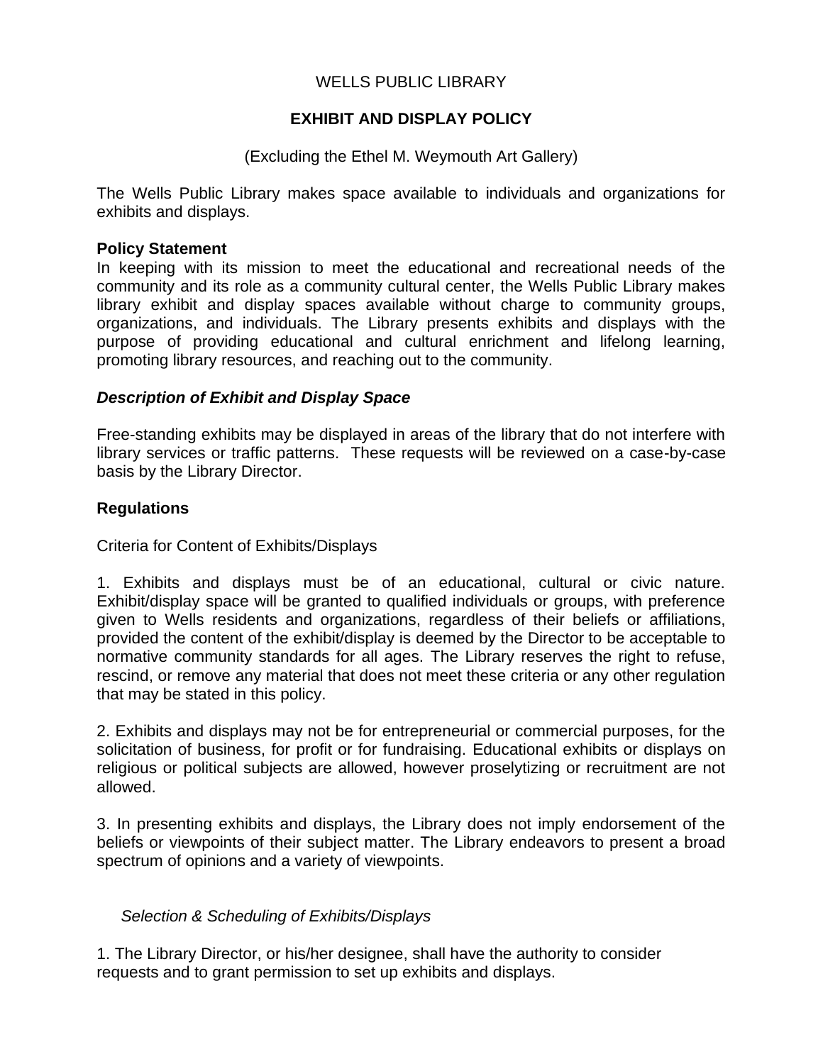# WELLS PUBLIC LIBRARY

## EXHIBIT AND DISPLAY POLICY

(Excluding the Ethel M. Weymouth Art Gallery)

The Wells Public Library makes space available to individuals and organizations for exhibits and displays.

**Policy Statement**

In keeping with its mission to meet the educational and recreational needs of the community and its role as a community cultural center, the Wells Public Library makes library exhibit and display spaces available without charge to community groups, organizations, and individuals. The Library presents exhibits and displays with the purpose of providing educational and cultural enrichment and lifelong learning, promoting library resources, and reaching out to the community.

***Description of Exhibit and Display Space***

Free-standing exhibits may be displayed in areas of the library that do not interfere with library services or traffic patterns. These requests will be reviewed on a case-by-case basis by the Library Director.

**Regulations**

Criteria for Content of Exhibits/Displays

1. Exhibits and displays must be of an educational, cultural or civic nature. Exhibit/display space will be granted to qualified individuals or groups, with preference given to Wells residents and organizations, regardless of their beliefs or affiliations, provided the content of the exhibit/display is deemed by the Director to be acceptable to normative community standards for all ages. The Library reserves the right to refuse, rescind, or remove any material that does not meet these criteria or any other regulation that may be stated in this policy.

2. Exhibits and displays may not be for entrepreneurial or commercial purposes, for the solicitation of business, for profit or for fundraising. Educational exhibits or displays on religious or political subjects are allowed, however proselytizing or recruitment are not allowed.

3. In presenting exhibits and displays, the Library does not imply endorsement of the beliefs or viewpoints of their subject matter. The Library endeavors to present a broad spectrum of opinions and a variety of viewpoints.

*Selection & Scheduling of Exhibits/Displays*

1. The Library Director, or his/her designee, shall have the authority to consider requests and to grant permission to set up exhibits and displays.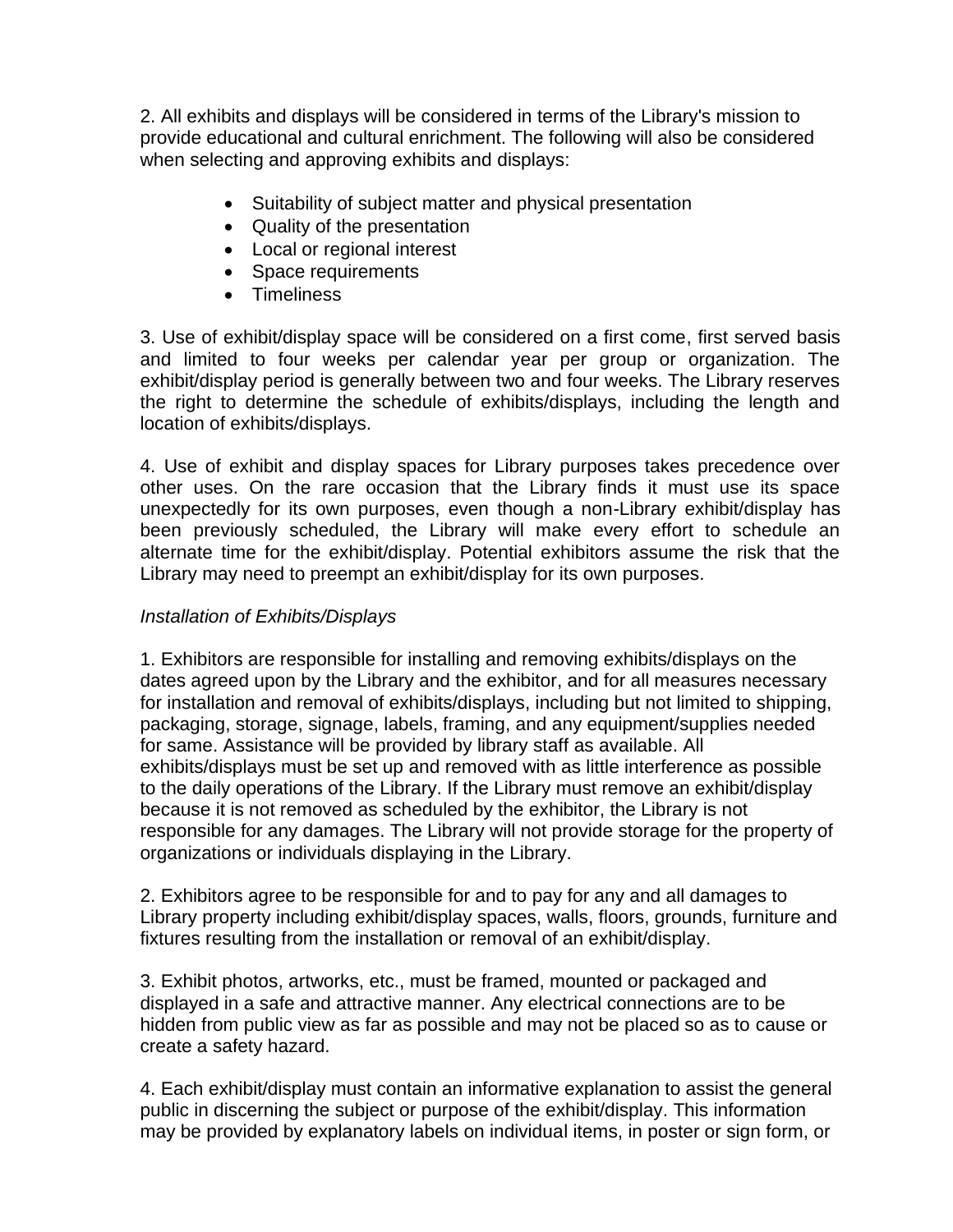2. All exhibits and displays will be considered in terms of the Library's mission to provide educational and cultural enrichment. The following will also be considered when selecting and approving exhibits and displays:

- Suitability of subject matter and physical presentation
- Quality of the presentation
- Local or regional interest
- Space requirements
- Timeliness

3. Use of exhibit/display space will be considered on a first come, first served basis and limited to four weeks per calendar year per group or organization. The exhibit/display period is generally between two and four weeks. The Library reserves the right to determine the schedule of exhibits/displays, including the length and location of exhibits/displays.

4. Use of exhibit and display spaces for Library purposes takes precedence over other uses. On the rare occasion that the Library finds it must use its space unexpectedly for its own purposes, even though a non-Library exhibit/display has been previously scheduled, the Library will make every effort to schedule an alternate time for the exhibit/display. Potential exhibitors assume the risk that the Library may need to preempt an exhibit/display for its own purposes.

*Installation of Exhibits/Displays*

1. Exhibitors are responsible for installing and removing exhibits/displays on the dates agreed upon by the Library and the exhibitor, and for all measures necessary for installation and removal of exhibits/displays, including but not limited to shipping, packaging, storage, signage, labels, framing, and any equipment/supplies needed for same. Assistance will be provided by library staff as available. All exhibits/displays must be set up and removed with as little interference as possible to the daily operations of the Library. If the Library must remove an exhibit/display because it is not removed as scheduled by the exhibitor, the Library is not responsible for any damages. The Library will not provide storage for the property of organizations or individuals displaying in the Library.

2. Exhibitors agree to be responsible for and to pay for any and all damages to Library property including exhibit/display spaces, walls, floors, grounds, furniture and fixtures resulting from the installation or removal of an exhibit/display.

3. Exhibit photos, artworks, etc., must be framed, mounted or packaged and displayed in a safe and attractive manner. Any electrical connections are to be hidden from public view as far as possible and may not be placed so as to cause or create a safety hazard.

4. Each exhibit/display must contain an informative explanation to assist the general public in discerning the subject or purpose of the exhibit/display. This information may be provided by explanatory labels on individual items, in poster or sign form, or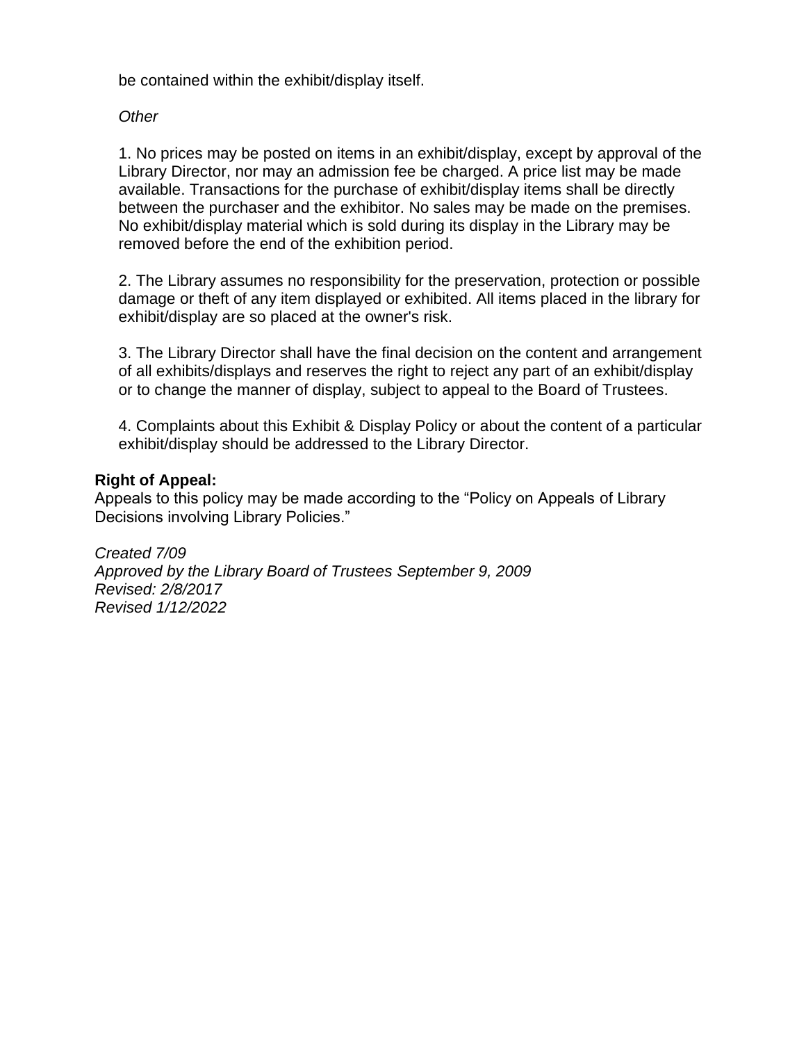be contained within the exhibit/display itself.

*Other*

1. No prices may be posted on items in an exhibit/display, except by approval of the Library Director, nor may an admission fee be charged. A price list may be made available. Transactions for the purchase of exhibit/display items shall be directly between the purchaser and the exhibitor. No sales may be made on the premises. No exhibit/display material which is sold during its display in the Library may be removed before the end of the exhibition period.

2. The Library assumes no responsibility for the preservation, protection or possible damage or theft of any item displayed or exhibited. All items placed in the library for exhibit/display are so placed at the owner's risk.

3. The Library Director shall have the final decision on the content and arrangement of all exhibits/displays and reserves the right to reject any part of an exhibit/display or to change the manner of display, subject to appeal to the Board of Trustees.

4. Complaints about this Exhibit & Display Policy or about the content of a particular exhibit/display should be addressed to the Library Director.

**Right of Appeal:**
Appeals to this policy may be made according to the "Policy on Appeals of Library Decisions involving Library Policies."

*Created 7/09*
*Approved by the Library Board of Trustees September 9, 2009*
*Revised: 2/8/2017*
*Revised 1/12/2022*